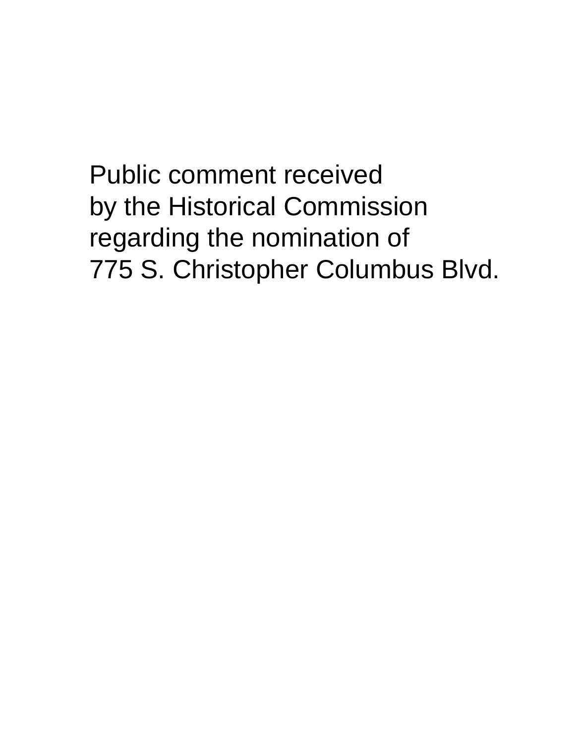Public comment received
by the Historical Commission
regarding the nomination of
775 S. Christopher Columbus Blvd.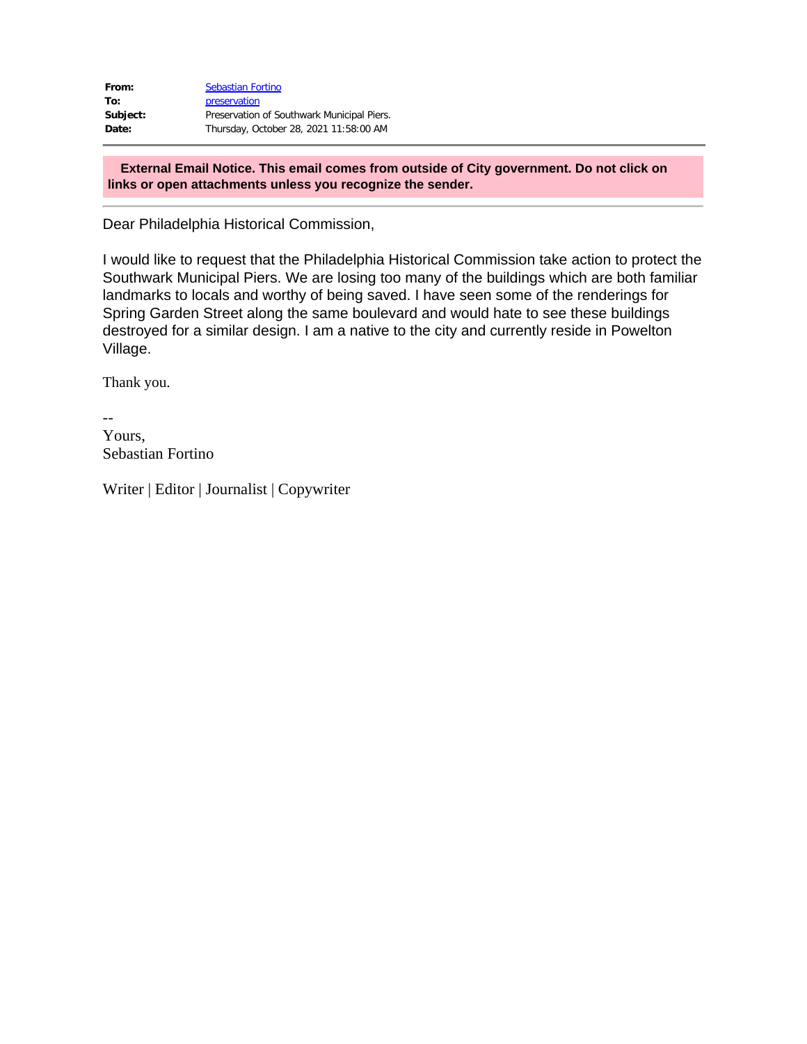| | |
|---|---|
| **From:** | Sebastian Fortino |
| **To:** | preservation |
| **Subject:** | Preservation of Southwark Municipal Piers. |
| **Date:** | Thursday, October 28, 2021 11:58:00 AM |

**External Email Notice. This email comes from outside of City government. Do not click on links or open attachments unless you recognize the sender.**

Dear Philadelphia Historical Commission,

I would like to request that the Philadelphia Historical Commission take action to protect the Southwark Municipal Piers. We are losing too many of the buildings which are both familiar landmarks to locals and worthy of being saved. I have seen some of the renderings for Spring Garden Street along the same boulevard and would hate to see these buildings destroyed for a similar design. I am a native to the city and currently reside in Powelton Village.

Thank you.

--
Yours,
Sebastian Fortino

Writer | Editor | Journalist | Copywriter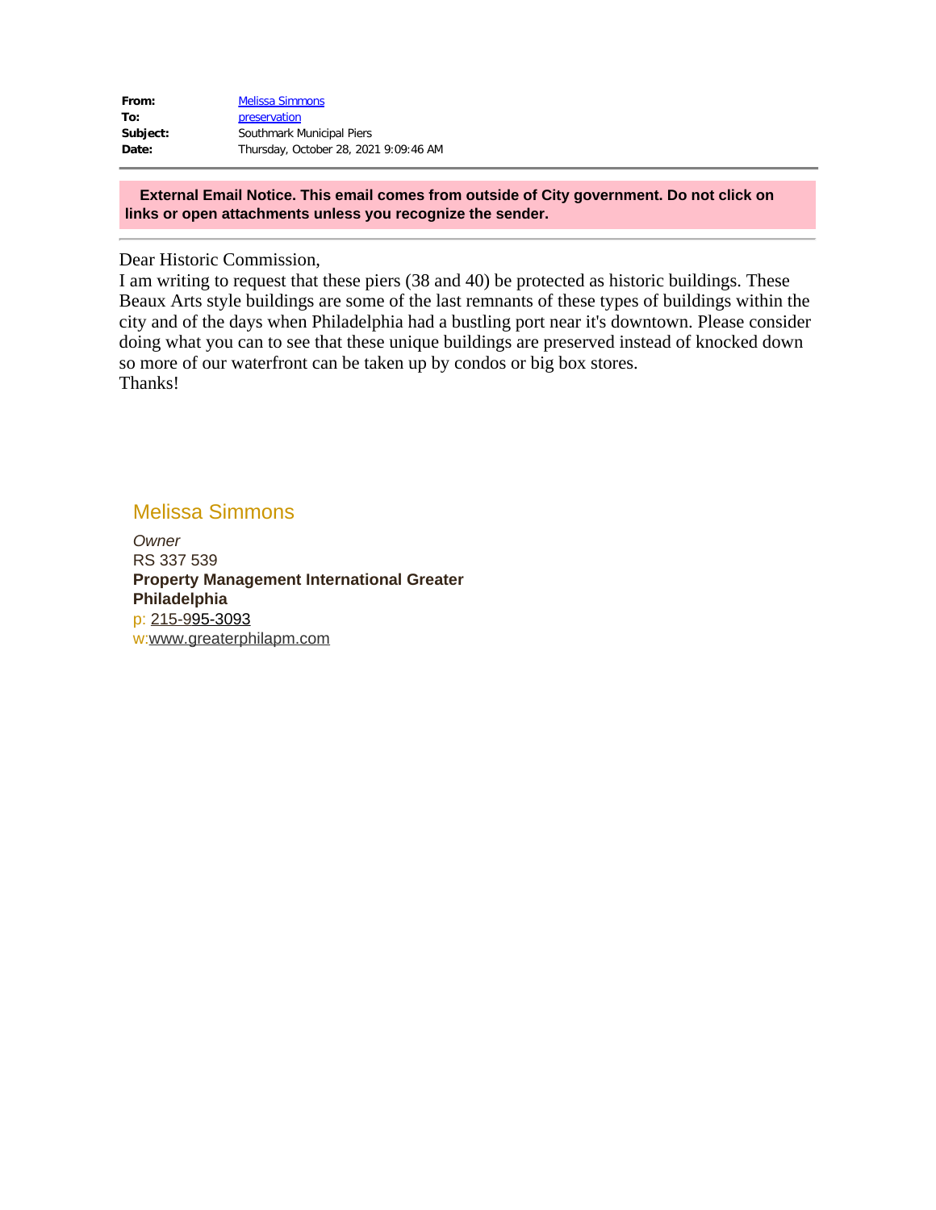|  |  |
|---|---|
| **From:** | Melissa Simmons |
| **To:** | preservation |
| **Subject:** | Southmark Municipal Piers |
| **Date:** | Thursday, October 28, 2021 9:09:46 AM |

---

**External Email Notice. This email comes from outside of City government. Do not click on links or open attachments unless you recognize the sender.**

---

Dear Historic Commission,
I am writing to request that these piers (38 and 40) be protected as historic buildings. These Beaux Arts style buildings are some of the last remnants of these types of buildings within the city and of the days when Philadelphia had a bustling port near it's downtown. Please consider doing what you can to see that these unique buildings are preserved instead of knocked down so more of our waterfront can be taken up by condos or big box stores.
Thanks!

Melissa Simmons
*Owner*
RS 337 539
**Property Management International Greater Philadelphia**
p: 215-995-3093
w:www.greaterphilapm.com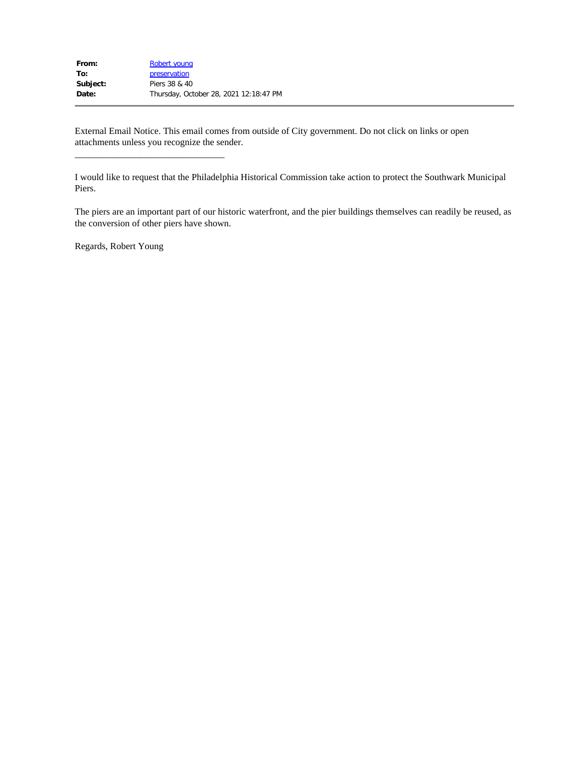| | |
|---|---|
| **From:** | Robert young |
| **To:** | preservation |
| **Subject:** | Piers 38 & 40 |
| **Date:** | Thursday, October 28, 2021 12:18:47 PM |

---

External Email Notice. This email comes from outside of City government. Do not click on links or open attachments unless you recognize the sender.

________________________________

I would like to request that the Philadelphia Historical Commission take action to protect the Southwark Municipal Piers.

The piers are an important part of our historic waterfront, and the pier buildings themselves can readily be reused, as the conversion of other piers have shown.

Regards, Robert Young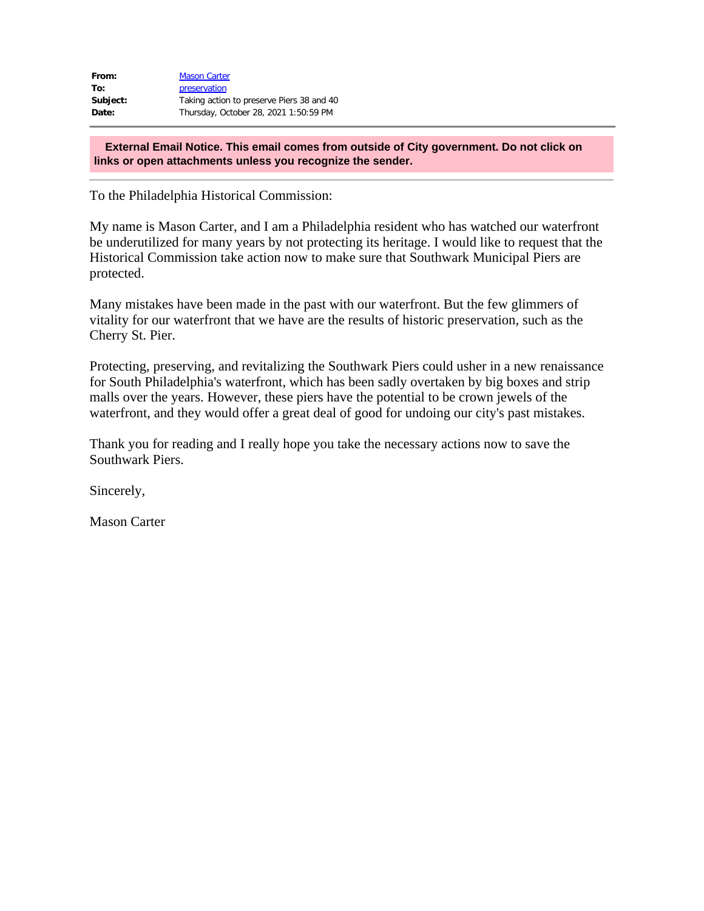| | |
|---|---|
| **From:** | Mason Carter |
| **To:** | preservation |
| **Subject:** | Taking action to preserve Piers 38 and 40 |
| **Date:** | Thursday, October 28, 2021 1:50:59 PM |

**External Email Notice. This email comes from outside of City government. Do not click on links or open attachments unless you recognize the sender.**

To the Philadelphia Historical Commission:

My name is Mason Carter, and I am a Philadelphia resident who has watched our waterfront be underutilized for many years by not protecting its heritage. I would like to request that the Historical Commission take action now to make sure that Southwark Municipal Piers are protected.

Many mistakes have been made in the past with our waterfront. But the few glimmers of vitality for our waterfront that we have are the results of historic preservation, such as the Cherry St. Pier.

Protecting, preserving, and revitalizing the Southwark Piers could usher in a new renaissance for South Philadelphia's waterfront, which has been sadly overtaken by big boxes and strip malls over the years. However, these piers have the potential to be crown jewels of the waterfront, and they would offer a great deal of good for undoing our city's past mistakes.

Thank you for reading and I really hope you take the necessary actions now to save the Southwark Piers.

Sincerely,

Mason Carter